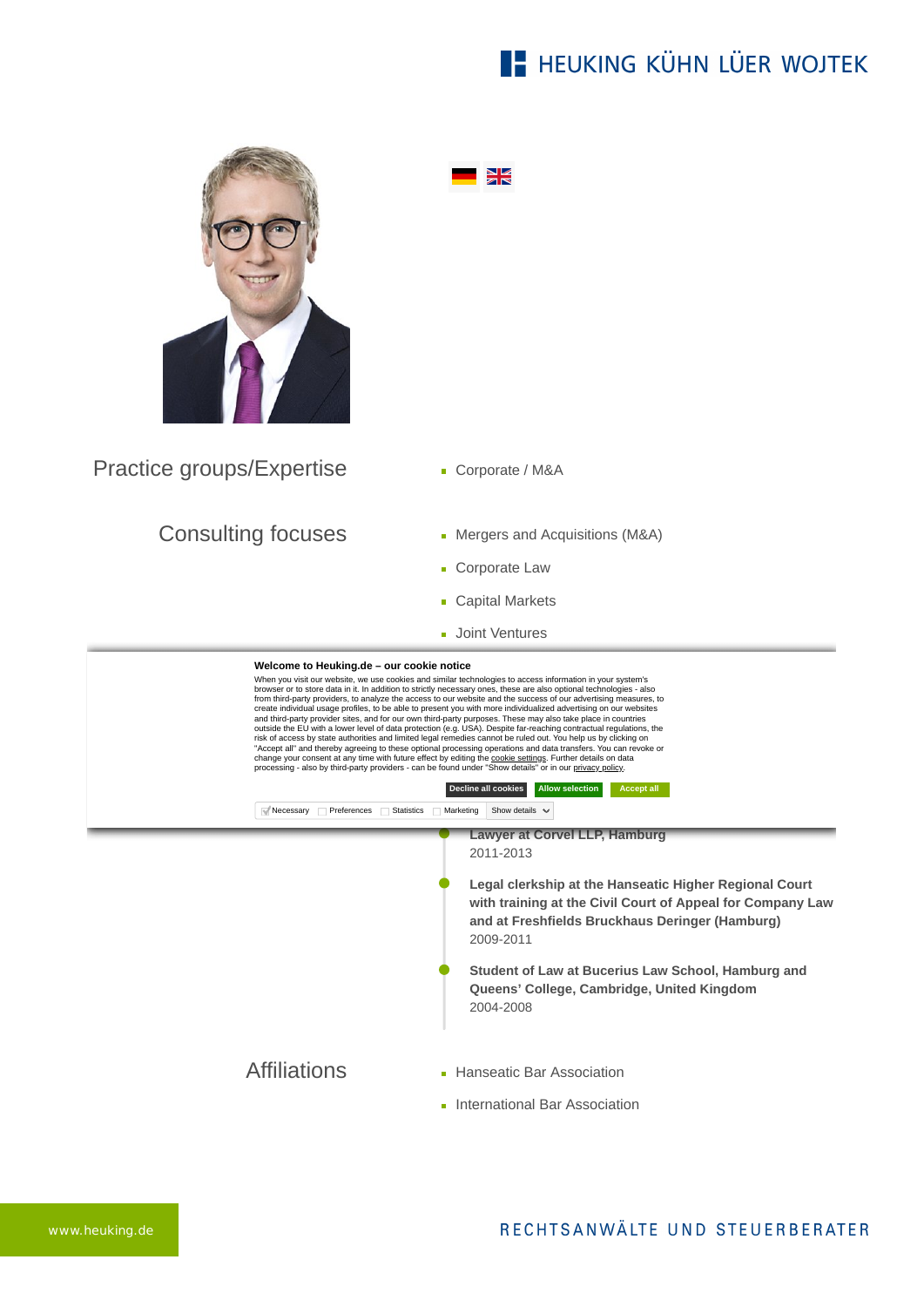HEUKING KÜHN LÜER WOJTEK

## Practice groups/Expertise

- Corporate / M&A

## Consulting focuses

- Mergers and Acquisitions (M&A)
- Corporate Law
- Capital Markets
- Joint Ventures

**Welcome to Heuking.de – our cookie notice**

When you visit our website, we use cookies and similar technologies to access information in your system's browser or to store data in it. In addition to strictly necessary ones, these are also optional technologies - also from third-party providers, to analyze the access to our website and the success of our advertising measures, to create individual usage profiles, to be able to present you with more individualized advertising on our websites and third-party provider sites, and for our own third-party purposes. These may also take place in countries outside the EU with a lower level of data protection (e.g. USA). Despite far-reaching contractual regulations, the risk of access by state authorities and limited legal remedies cannot be ruled out. You help us by clicking on "Accept all" and thereby agreeing to these optional processing operations and data transfers. You can revoke or change your consent at any time with future effect by editing the cookie settings. Further details on data processing - also by third-party providers - can be found under "Show details" or in our privacy policy.

Decline all cookies | Allow selection | Accept all

Necessary | Preferences | Statistics | Marketing | Show details

**Lawyer at Corvel LLP, Hamburg**
2011-2013

**Legal clerkship at the Hanseatic Higher Regional Court with training at the Civil Court of Appeal for Company Law and at Freshfields Bruckhaus Deringer (Hamburg)**
2009-2011

**Student of Law at Bucerius Law School, Hamburg and Queens' College, Cambridge, United Kingdom**
2004-2008

## Affiliations

- Hanseatic Bar Association
- International Bar Association

www.heuking.de

RECHTSANWÄLTE UND STEUERBERATER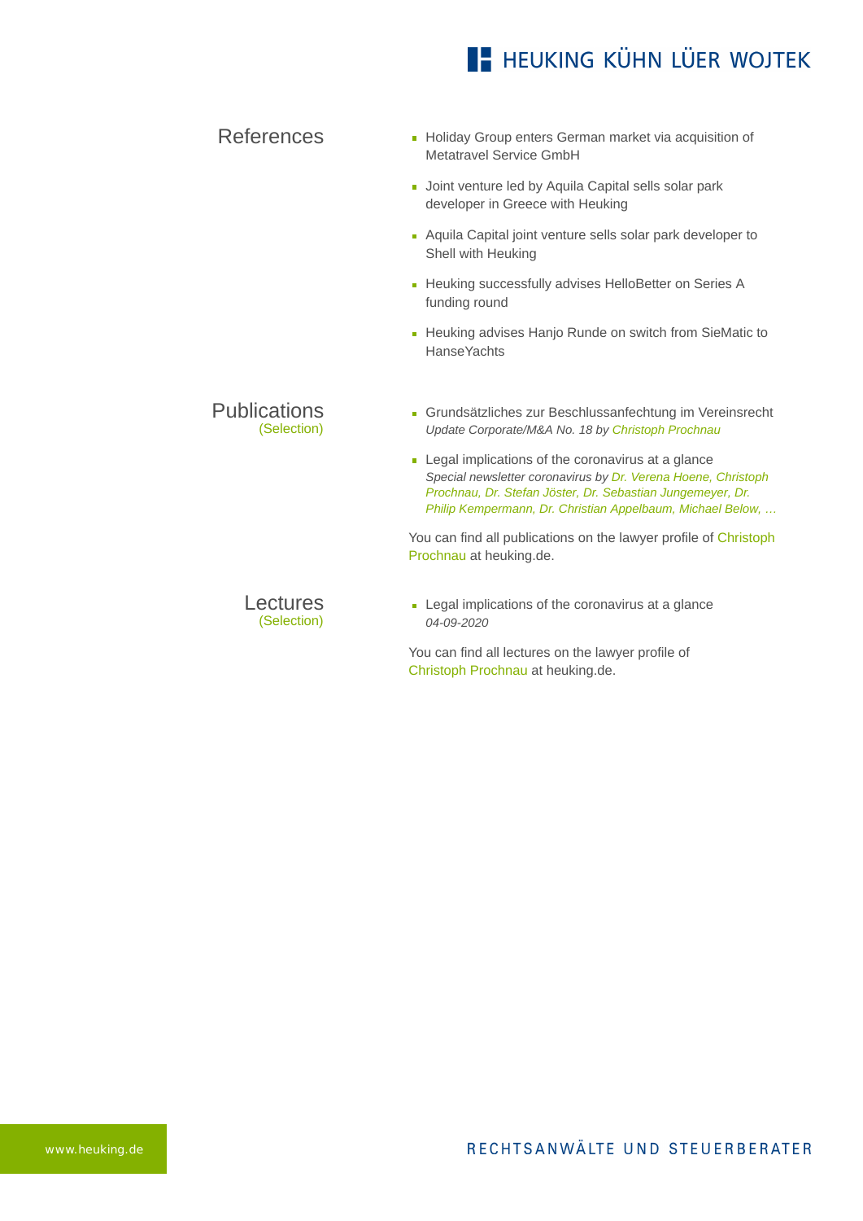## References

- Holiday Group enters German market via acquisition of Metatravel Service GmbH
- Joint venture led by Aquila Capital sells solar park developer in Greece with Heuking
- Aquila Capital joint venture sells solar park developer to Shell with Heuking
- Heuking successfully advises HelloBetter on Series A funding round
- Heuking advises Hanjo Runde on switch from SieMatic to HanseYachts

## Publications
(Selection)

- Grundsätzliches zur Beschlussanfechtung im Vereinsrecht
  *Update Corporate/M&A No. 18 by Christoph Prochnau*
- Legal implications of the coronavirus at a glance
  *Special newsletter coronavirus by Dr. Verena Hoene, Christoph Prochnau, Dr. Stefan Jöster, Dr. Sebastian Jungemeyer, Dr. Philip Kempermann, Dr. Christian Appelbaum, Michael Below, …*

You can find all publications on the lawyer profile of Christoph Prochnau at heuking.de.

## Lectures
(Selection)

- Legal implications of the coronavirus at a glance
  *04-09-2020*

You can find all lectures on the lawyer profile of Christoph Prochnau at heuking.de.